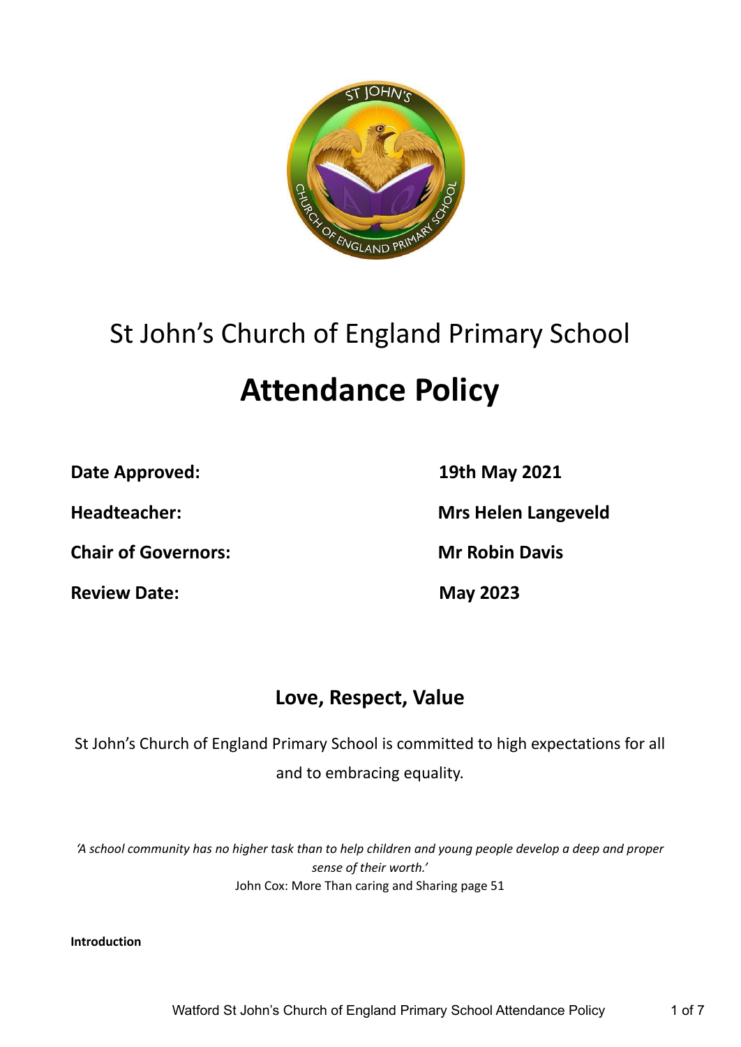St John's Church of England Primary School

# Attendance Policy

| | |
|---|---|
| **Date Approved:** | **19th May 2021** |
| **Headteacher:** | **Mrs Helen Langeveld** |
| **Chair of Governors:** | **Mr Robin Davis** |
| **Review Date:** | **May 2023** |

## Love, Respect, Value

St John's Church of England Primary School is committed to high expectations for all and to embracing equality.

*'A school community has no higher task than to help children and young people develop a deep and proper sense of their worth.'*
John Cox: More Than caring and Sharing page 51

**Introduction**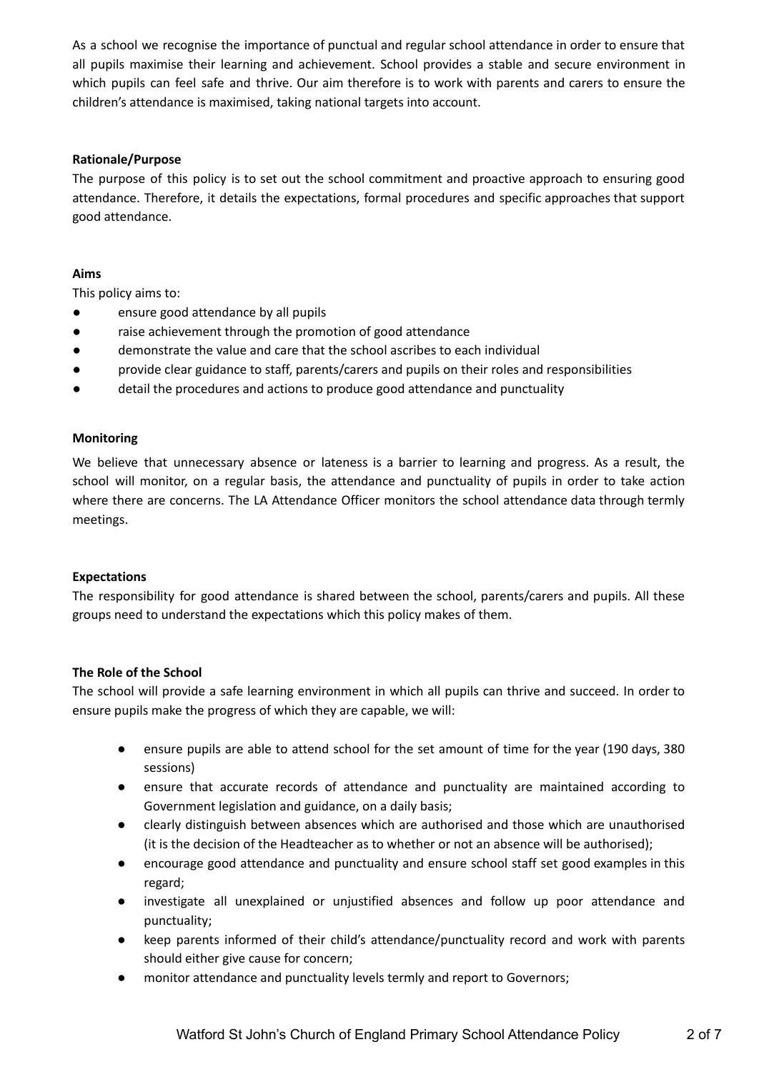As a school we recognise the importance of punctual and regular school attendance in order to ensure that all pupils maximise their learning and achievement. School provides a stable and secure environment in which pupils can feel safe and thrive. Our aim therefore is to work with parents and carers to ensure the children's attendance is maximised, taking national targets into account.

**Rationale/Purpose**

The purpose of this policy is to set out the school commitment and proactive approach to ensuring good attendance. Therefore, it details the expectations, formal procedures and specific approaches that support good attendance.

**Aims**

This policy aims to:

- ensure good attendance by all pupils
- raise achievement through the promotion of good attendance
- demonstrate the value and care that the school ascribes to each individual
- provide clear guidance to staff, parents/carers and pupils on their roles and responsibilities
- detail the procedures and actions to produce good attendance and punctuality

**Monitoring**

We believe that unnecessary absence or lateness is a barrier to learning and progress. As a result, the school will monitor, on a regular basis, the attendance and punctuality of pupils in order to take action where there are concerns. The LA Attendance Officer monitors the school attendance data through termly meetings.

**Expectations**

The responsibility for good attendance is shared between the school, parents/carers and pupils. All these groups need to understand the expectations which this policy makes of them.

**The Role of the School**

The school will provide a safe learning environment in which all pupils can thrive and succeed. In order to ensure pupils make the progress of which they are capable, we will:

- ensure pupils are able to attend school for the set amount of time for the year (190 days, 380 sessions)
- ensure that accurate records of attendance and punctuality are maintained according to Government legislation and guidance, on a daily basis;
- clearly distinguish between absences which are authorised and those which are unauthorised (it is the decision of the Headteacher as to whether or not an absence will be authorised);
- encourage good attendance and punctuality and ensure school staff set good examples in this regard;
- investigate all unexplained or unjustified absences and follow up poor attendance and punctuality;
- keep parents informed of their child's attendance/punctuality record and work with parents should either give cause for concern;
- monitor attendance and punctuality levels termly and report to Governors;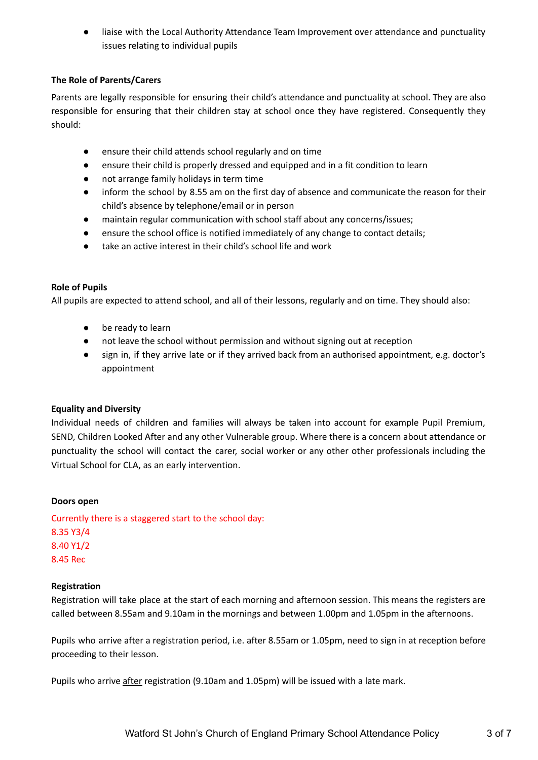- liaise with the Local Authority Attendance Team Improvement over attendance and punctuality issues relating to individual pupils

**The Role of Parents/Carers**

Parents are legally responsible for ensuring their child's attendance and punctuality at school. They are also responsible for ensuring that their children stay at school once they have registered. Consequently they should:

- ensure their child attends school regularly and on time
- ensure their child is properly dressed and equipped and in a fit condition to learn
- not arrange family holidays in term time
- inform the school by 8.55 am on the first day of absence and communicate the reason for their child's absence by telephone/email or in person
- maintain regular communication with school staff about any concerns/issues;
- ensure the school office is notified immediately of any change to contact details;
- take an active interest in their child's school life and work

**Role of Pupils**

All pupils are expected to attend school, and all of their lessons, regularly and on time. They should also:

- be ready to learn
- not leave the school without permission and without signing out at reception
- sign in, if they arrive late or if they arrived back from an authorised appointment, e.g. doctor's appointment

**Equality and Diversity**

Individual needs of children and families will always be taken into account for example Pupil Premium, SEND, Children Looked After and any other Vulnerable group. Where there is a concern about attendance or punctuality the school will contact the carer, social worker or any other other professionals including the Virtual School for CLA, as an early intervention.

**Doors open**

Currently there is a staggered start to the school day:
8.35 Y3/4
8.40 Y1/2
8.45 Rec

**Registration**

Registration will take place at the start of each morning and afternoon session. This means the registers are called between 8.55am and 9.10am in the mornings and between 1.00pm and 1.05pm in the afternoons.

Pupils who arrive after a registration period, i.e. after 8.55am or 1.05pm, need to sign in at reception before proceeding to their lesson.

Pupils who arrive after registration (9.10am and 1.05pm) will be issued with a late mark.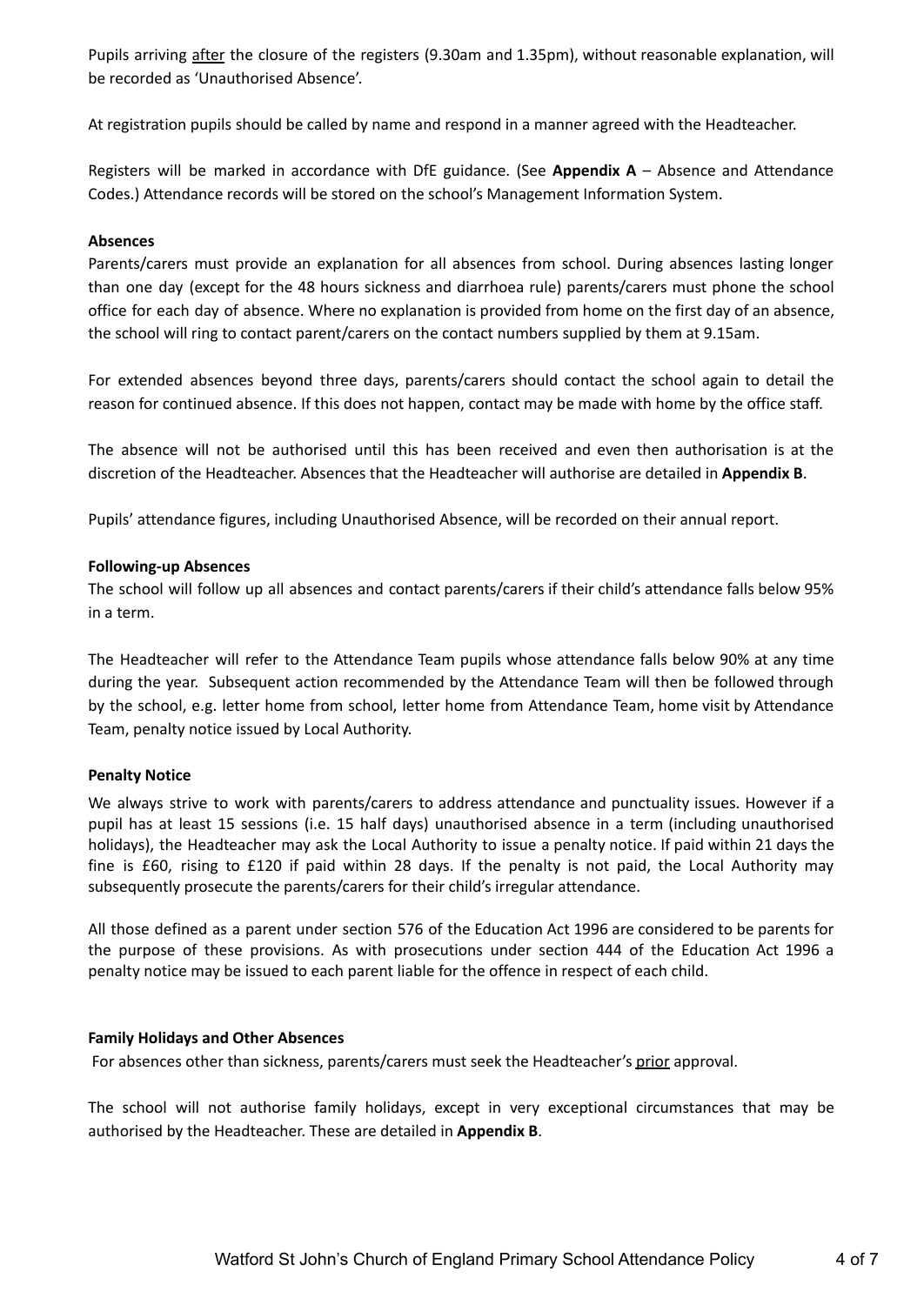Pupils arriving <u>after</u> the closure of the registers (9.30am and 1.35pm), without reasonable explanation, will be recorded as 'Unauthorised Absence'.

At registration pupils should be called by name and respond in a manner agreed with the Headteacher.

Registers will be marked in accordance with DfE guidance. (See **Appendix A** – Absence and Attendance Codes.) Attendance records will be stored on the school's Management Information System.

**Absences**

Parents/carers must provide an explanation for all absences from school. During absences lasting longer than one day (except for the 48 hours sickness and diarrhoea rule) parents/carers must phone the school office for each day of absence. Where no explanation is provided from home on the first day of an absence, the school will ring to contact parent/carers on the contact numbers supplied by them at 9.15am.

For extended absences beyond three days, parents/carers should contact the school again to detail the reason for continued absence. If this does not happen, contact may be made with home by the office staff.

The absence will not be authorised until this has been received and even then authorisation is at the discretion of the Headteacher. Absences that the Headteacher will authorise are detailed in **Appendix B**.

Pupils' attendance figures, including Unauthorised Absence, will be recorded on their annual report.

**Following-up Absences**

The school will follow up all absences and contact parents/carers if their child's attendance falls below 95% in a term.

The Headteacher will refer to the Attendance Team pupils whose attendance falls below 90% at any time during the year. Subsequent action recommended by the Attendance Team will then be followed through by the school, e.g. letter home from school, letter home from Attendance Team, home visit by Attendance Team, penalty notice issued by Local Authority.

**Penalty Notice**

We always strive to work with parents/carers to address attendance and punctuality issues. However if a pupil has at least 15 sessions (i.e. 15 half days) unauthorised absence in a term (including unauthorised holidays), the Headteacher may ask the Local Authority to issue a penalty notice. If paid within 21 days the fine is £60, rising to £120 if paid within 28 days. If the penalty is not paid, the Local Authority may subsequently prosecute the parents/carers for their child's irregular attendance.

All those defined as a parent under section 576 of the Education Act 1996 are considered to be parents for the purpose of these provisions. As with prosecutions under section 444 of the Education Act 1996 a penalty notice may be issued to each parent liable for the offence in respect of each child.

**Family Holidays and Other Absences**

For absences other than sickness, parents/carers must seek the Headteacher's <u>prior</u> approval.

The school will not authorise family holidays, except in very exceptional circumstances that may be authorised by the Headteacher. These are detailed in **Appendix B**.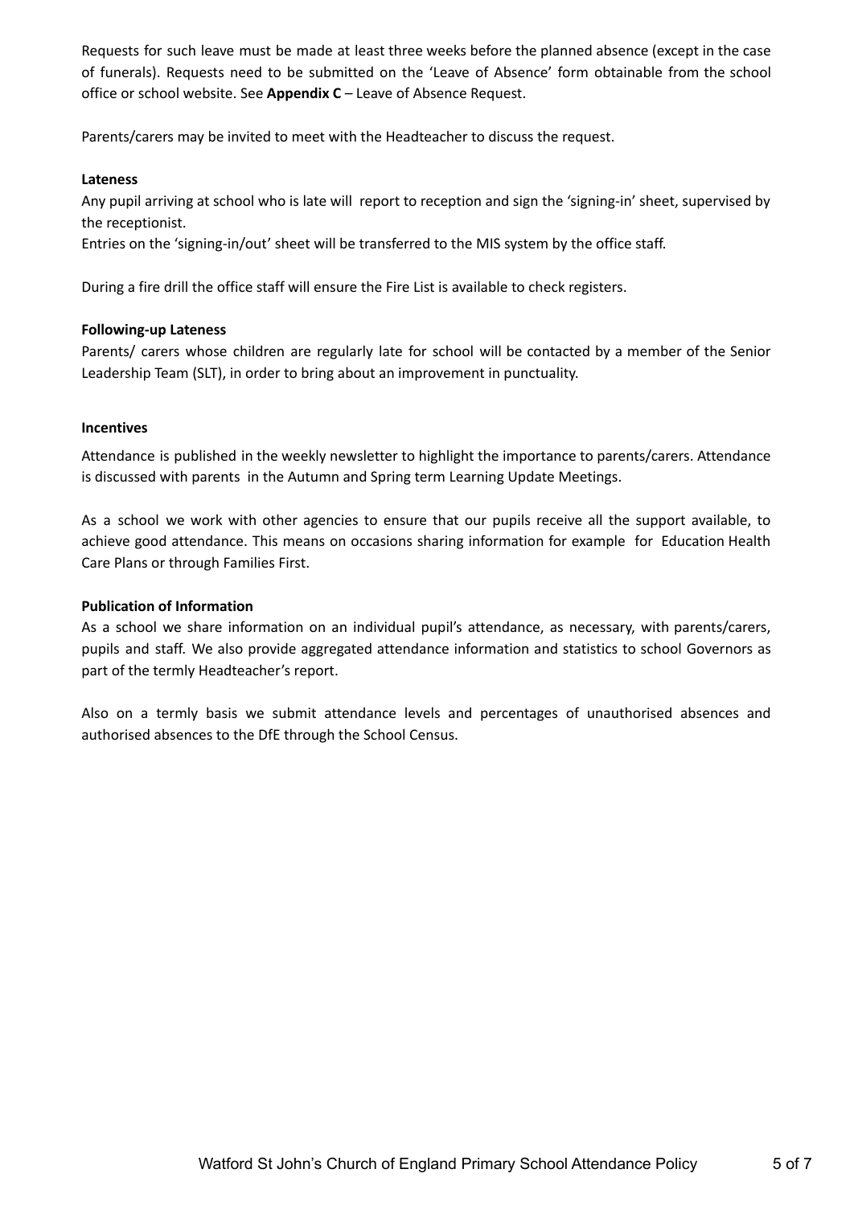Requests for such leave must be made at least three weeks before the planned absence (except in the case of funerals). Requests need to be submitted on the 'Leave of Absence' form obtainable from the school office or school website. See **Appendix C** – Leave of Absence Request.

Parents/carers may be invited to meet with the Headteacher to discuss the request.

**Lateness**

Any pupil arriving at school who is late will report to reception and sign the 'signing-in' sheet, supervised by the receptionist.

Entries on the 'signing-in/out' sheet will be transferred to the MIS system by the office staff.

During a fire drill the office staff will ensure the Fire List is available to check registers.

**Following-up Lateness**

Parents/ carers whose children are regularly late for school will be contacted by a member of the Senior Leadership Team (SLT), in order to bring about an improvement in punctuality.

**Incentives**

Attendance is published in the weekly newsletter to highlight the importance to parents/carers. Attendance is discussed with parents in the Autumn and Spring term Learning Update Meetings.

As a school we work with other agencies to ensure that our pupils receive all the support available, to achieve good attendance. This means on occasions sharing information for example for Education Health Care Plans or through Families First.

**Publication of Information**

As a school we share information on an individual pupil's attendance, as necessary, with parents/carers, pupils and staff. We also provide aggregated attendance information and statistics to school Governors as part of the termly Headteacher's report.

Also on a termly basis we submit attendance levels and percentages of unauthorised absences and authorised absences to the DfE through the School Census.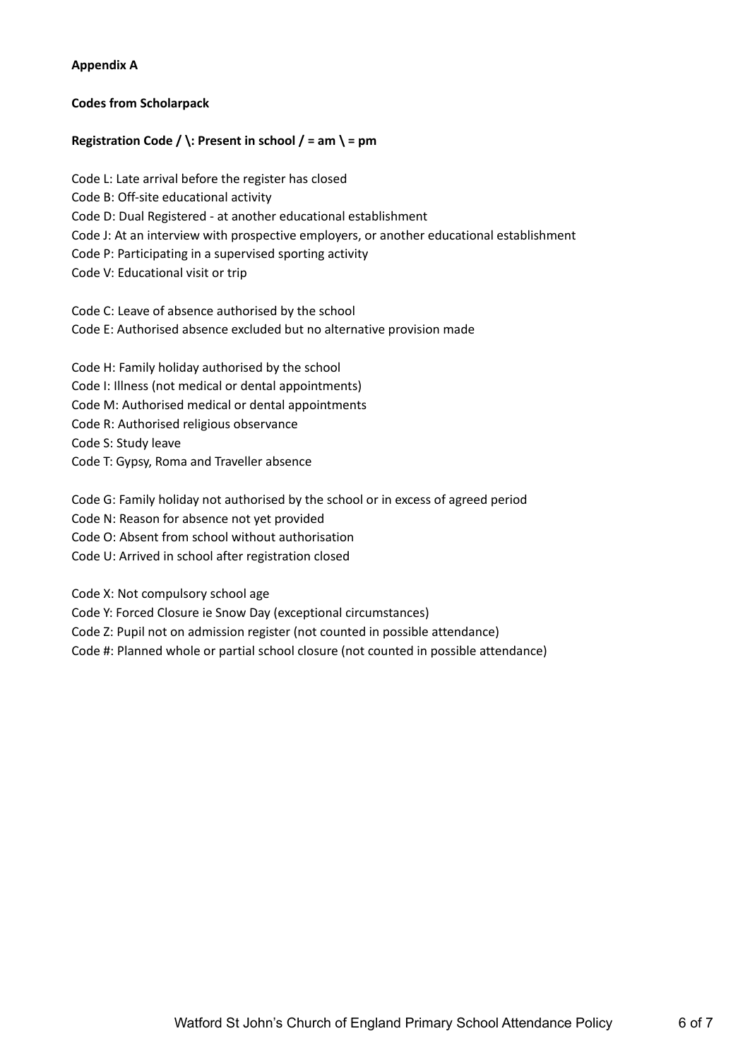**Appendix A**

**Codes from Scholarpack**

**Registration Code / \: Present in school / = am \ = pm**

Code L: Late arrival before the register has closed
Code B: Off-site educational activity
Code D: Dual Registered - at another educational establishment
Code J: At an interview with prospective employers, or another educational establishment
Code P: Participating in a supervised sporting activity
Code V: Educational visit or trip

Code C: Leave of absence authorised by the school
Code E: Authorised absence excluded but no alternative provision made

Code H: Family holiday authorised by the school
Code I: Illness (not medical or dental appointments)
Code M: Authorised medical or dental appointments
Code R: Authorised religious observance
Code S: Study leave
Code T: Gypsy, Roma and Traveller absence

Code G: Family holiday not authorised by the school or in excess of agreed period
Code N: Reason for absence not yet provided
Code O: Absent from school without authorisation
Code U: Arrived in school after registration closed

Code X: Not compulsory school age
Code Y: Forced Closure ie Snow Day (exceptional circumstances)
Code Z: Pupil not on admission register (not counted in possible attendance)
Code #: Planned whole or partial school closure (not counted in possible attendance)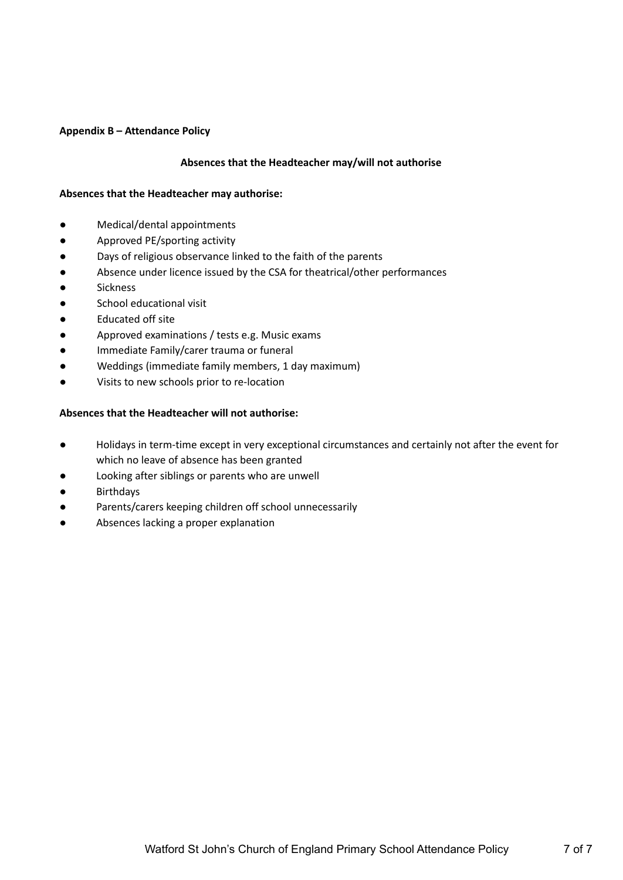**Appendix B – Attendance Policy**

**Absences that the Headteacher may/will not authorise**

**Absences that the Headteacher may authorise:**

- Medical/dental appointments
- Approved PE/sporting activity
- Days of religious observance linked to the faith of the parents
- Absence under licence issued by the CSA for theatrical/other performances
- Sickness
- School educational visit
- Educated off site
- Approved examinations / tests e.g. Music exams
- Immediate Family/carer trauma or funeral
- Weddings (immediate family members, 1 day maximum)
- Visits to new schools prior to re-location

**Absences that the Headteacher will not authorise:**

- Holidays in term-time except in very exceptional circumstances and certainly not after the event for which no leave of absence has been granted
- Looking after siblings or parents who are unwell
- Birthdays
- Parents/carers keeping children off school unnecessarily
- Absences lacking a proper explanation